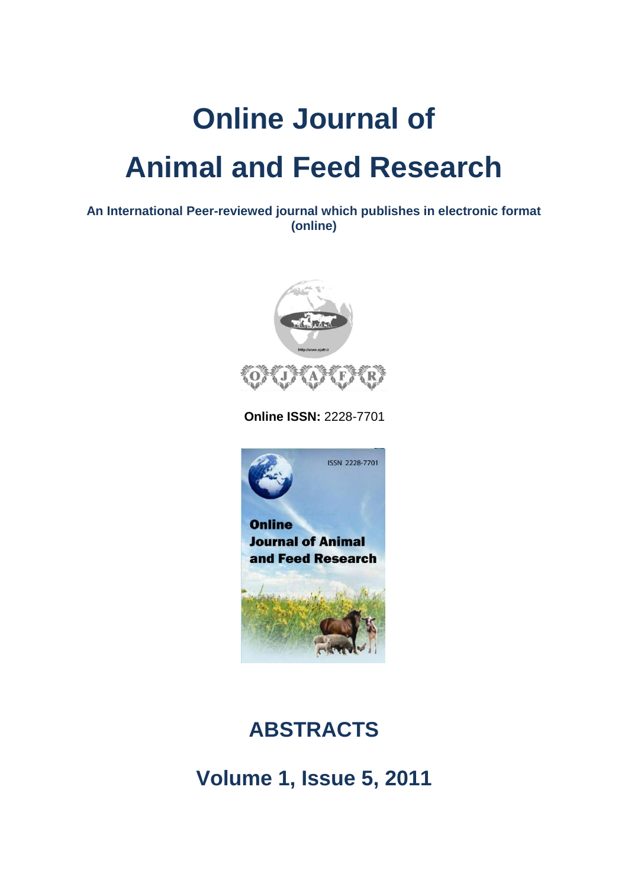# Online Journal of Animal and Feed Research

**An International Peer-reviewed journal which publishes in electronic format (online)**

**Online ISSN:** 2228-7701

## ABSTRACTS

## Volume 1, Issue 5, 2011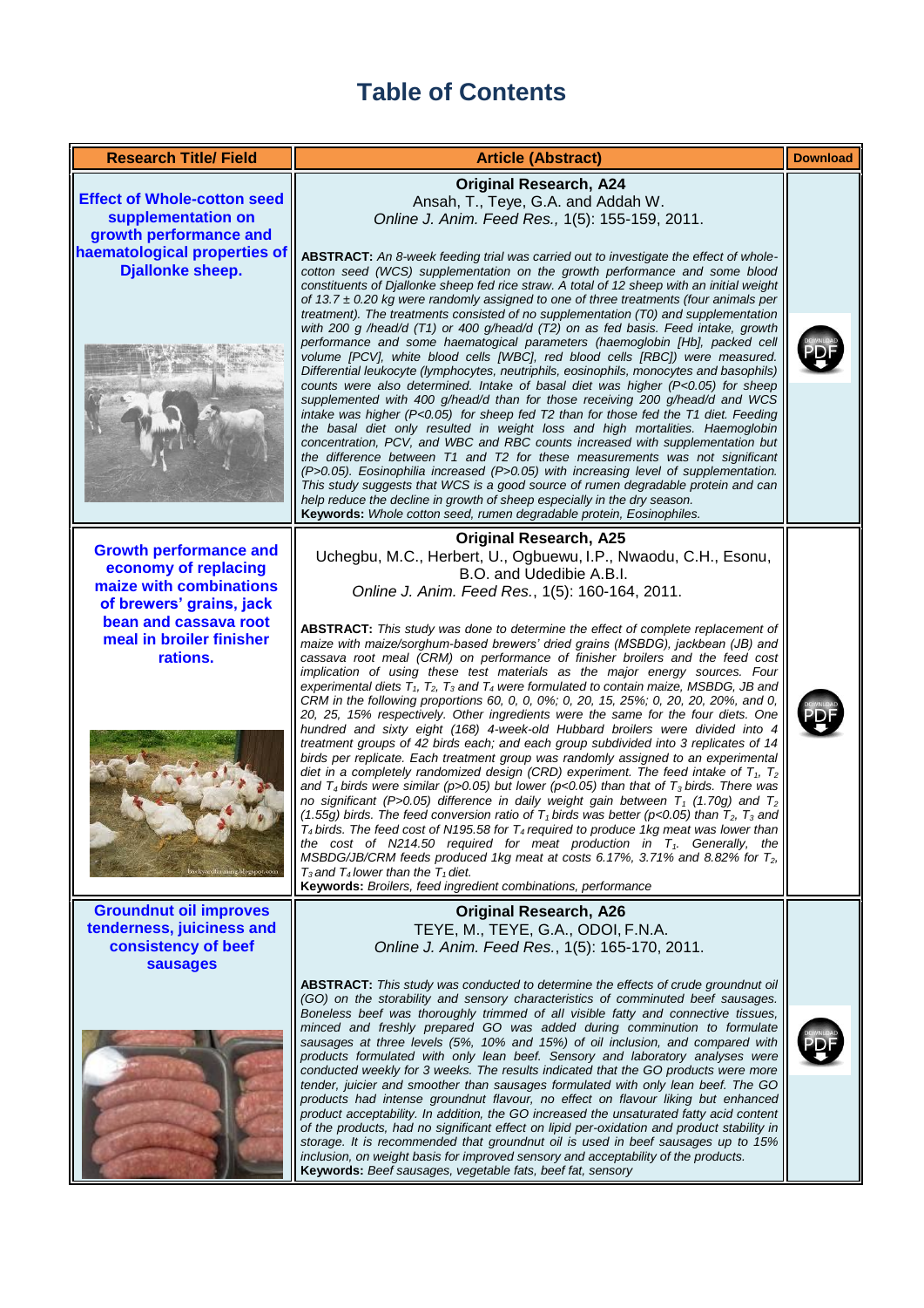# Table of Contents

| Research Title/ Field | Article (Abstract) | Download |
|---|---|---|
| **Effect of Whole-cotton seed supplementation on growth performance and haematological properties of Djallonke sheep.** | **Original Research, A24**<br>Ansah, T., Teye, G.A. and Addah W.<br>*Online J. Anim. Feed Res.,* 1(5): 155-159, 2011.<br><br>**ABSTRACT:** *An 8-week feeding trial was carried out to investigate the effect of whole-cotton seed (WCS) supplementation on the growth performance and some blood constituents of Djallonke sheep fed rice straw. A total of 12 sheep with an initial weight of 13.7 ± 0.20 kg were randomly assigned to one of three treatments (four animals per treatment). The treatments consisted of no supplementation (T0) and supplementation with 200 g /head/d (T1) or 400 g/head/d (T2) on as fed basis. Feed intake, growth performance and some haematogical parameters (haemoglobin [Hb], packed cell volume [PCV], white blood cells [WBC], red blood cells [RBC]) were measured. Differential leukocyte (lymphocytes, neutriphils, eosinophils, monocytes and basophils) counts were also determined. Intake of basal diet was higher (P<0.05) for sheep supplemented with 400 g/head/d than for those receiving 200 g/head/d and WCS intake was higher (P<0.05) for sheep fed T2 than for those fed the T1 diet. Feeding the basal diet only resulted in weight loss and high mortalities. Haemoglobin concentration, PCV, and WBC and RBC counts increased with supplementation but the difference between T1 and T2 for these measurements was not significant (P>0.05). Eosinophilia increased (P>0.05) with increasing level of supplementation. This study suggests that WCS is a good source of rumen degradable protein and can help reduce the decline in growth of sheep especially in the dry season.*<br>**Keywords:** *Whole cotton seed, rumen degradable protein, Eosinophiles.* | PDF |
| **Growth performance and economy of replacing maize with combinations of brewers' grains, jack bean and cassava root meal in broiler finisher rations.** | **Original Research, A25**<br>Uchegbu, M.C., Herbert, U., Ogbuewu, I.P., Nwaodu, C.H., Esonu, B.O. and Udedibie A.B.I.<br>*Online J. Anim. Feed Res.*, 1(5): 160-164, 2011.<br><br>**ABSTRACT:** *This study was done to determine the effect of complete replacement of maize with maize/sorghum-based brewers' dried grains (MSBDG), jackbean (JB) and cassava root meal (CRM) on performance of finisher broilers and the feed cost implication of using these test materials as the major energy sources. Four experimental diets $T_1$, $T_2$, $T_3$ and $T_4$ were formulated to contain maize, MSBDG, JB and CRM in the following proportions 60, 0, 0, 0%; 0, 20, 15, 25%; 0, 20, 20, 20%, and 0, 20, 25, 15% respectively. Other ingredients were the same for the four diets. One hundred and sixty eight (168) 4-week-old Hubbard broilers were divided into 4 treatment groups of 42 birds each; and each group subdivided into 3 replicates of 14 birds per replicate. Each treatment group was randomly assigned to an experimental diet in a completely randomized design (CRD) experiment. The feed intake of $T_1$, $T_2$ and $T_4$ birds were similar (p>0.05) but lower (p<0.05) than that of $T_3$ birds. There was no significant (P>0.05) difference in daily weight gain between $T_1$ (1.70g) and $T_2$ (1.55g) birds. The feed conversion ratio of $T_1$ birds was better (p<0.05) than $T_2$, $T_3$ and $T_4$ birds. The feed cost N195.58 for $T_4$ required to produce 1kg meat was lower than the cost of N214.50 required for meat production in $T_1$. Generally, the MSBDG/JB/CRM feeds produced 1kg meat at costs 6.17%, 3.71% and 8.82% for $T_2$, $T_3$ and $T_4$ lower than the $T_1$ diet.*<br>**Keywords:** *Broilers, feed ingredient combinations, performance* | PDF |
| **Groundnut oil improves tenderness, juiciness and consistency of beef sausages** | **Original Research, A26**<br>TEYE, M., TEYE, G.A., ODOI, F.N.A.<br>*Online J. Anim. Feed Res.*, 1(5): 165-170, 2011.<br><br>**ABSTRACT:** *This study was conducted to determine the effects of crude groundnut oil (GO) on the storability and sensory characteristics of comminuted beef sausages. Boneless beef was thoroughly trimmed of all visible fatty and connective tissues, minced and freshly prepared GO was added during comminution to formulate sausages at three levels (5%, 10% and 15%) of oil inclusion, and compared with products formulated with only lean beef. Sensory and laboratory analyses were conducted weekly for 3 weeks. The results indicated that the GO products were more tender, juicier and smoother than sausages formulated with only lean beef. The GO products had intense groundnut flavour, no effect on flavour liking but enhanced product acceptability. In addition, the GO increased the unsaturated fatty acid content of the products, had no significant effect on lipid per-oxidation and product stability in storage. It is recommended that groundnut oil is used in beef sausages up to 15% inclusion, on weight basis for improved sensory and acceptability of the products.*<br>**Keywords:** *Beef sausages, vegetable fats, beef fat, sensory* | PDF |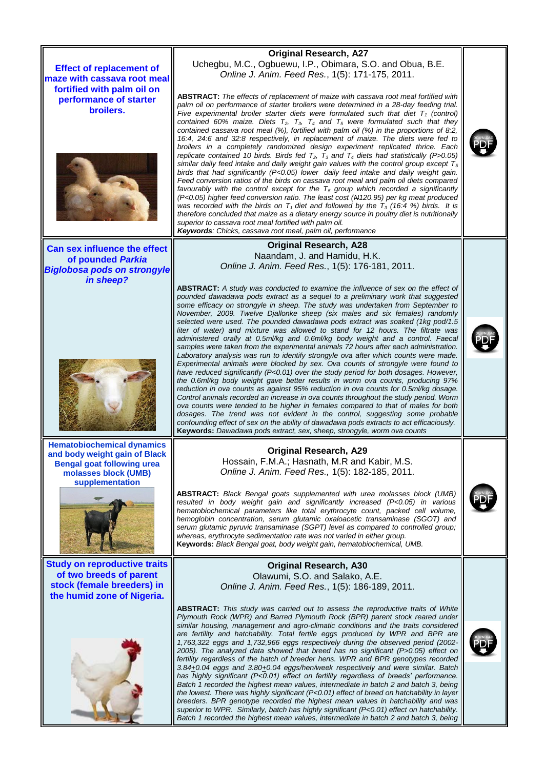## Effect of replacement of maze with cassava root meal fortified with palm oil on performance of starter broilers.

**Original Research, A27**

Uchegbu, M.C., Ogbuewu, I.P., Obimara, S.O. and Obua, B.E.

*Online J. Anim. Feed Res.*, 1(5): 171-175, 2011.

**ABSTRACT:** *The effects of replacement of maize with cassava root meal fortified with palm oil on performance of starter broilers were determined in a 28-day feeding trial. Five experimental broiler starter diets were formulated such that diet $T_1$ (control) contained 60% maize. Diets $T_2$, $T_3$, $T_4$ and $T_5$ were formulated such that they contained cassava root meal (%), fortified with palm oil (%) in the proportions of 8:2, 16:4, 24:6 and 32:8 respectively, in replacement of maize. The diets were fed to broilers in a completely randomized design experiment replicated thrice. Each replicate contained 10 birds. Birds fed $T_2$, $T_3$ and $T_4$ diets had statistically (P>0.05) similar daily feed intake and daily weight gain values with the control group except $T_5$ birds that had significantly (P<0.05) lower daily feed intake and daily weight gain. Feed conversion ratios of the birds on cassava root meal and palm oil diets compared favourably with the control except for the $T_5$ group which recorded a significantly (P<0.05) higher feed conversion ratio. The least cost (₦120.95) per kg meat produced was recorded with the birds on $T_1$ diet and followed by the $T_3$ (16:4 %) birds. It is therefore concluded that maize as a dietary energy source in poultry diet is nutritionally superior to cassava root meal fortified with palm oil.*

***Keywords**: Chicks, cassava root meal, palm oil, performance*

## Can sex influence the effect of pounded *Parkia Biglobosa* pods on strongyle in sheep?

**Original Research, A28**

Naandam, J. and Hamidu, H.K.

*Online J. Anim. Feed Res.*, 1(5): 176-181, 2011.

**ABSTRACT:** *A study was conducted to examine the influence of sex on the effect of pounded dawadawa pods extract as a sequel to a preliminary work that suggested some efficacy on strongyle in sheep. The study was undertaken from September to November, 2009. Twelve Djallonke sheep (six males and six females) randomly selected were used. The pounded dawadawa pods extract was soaked (1kg pod/1.5 liter of water) and mixture was allowed to stand for 12 hours. The filtrate was administered orally at 0.5ml/kg and 0.6ml/kg body weight and a control. Faecal samples were taken from the experimental animals 72 hours after each administration. Laboratory analysis was run to identify strongyle ova after which counts were made. Experimental animals were blocked by sex. Ova counts of strongyle were found to have reduced significantly (P<0.01) over the study period for both dosages. However, the 0.6ml/kg body weight gave better results in worm ova counts, producing 97% reduction in ova counts as against 95% reduction in ova counts for 0.5ml/kg dosage. Control animals recorded an increase in ova counts throughout the study period. Worm ova counts were tended to be higher in females compared to that of males for both dosages. The trend was not evident in the control, suggesting some probable confounding effect of sex on the ability of dawadawa pods extracts to act efficaciously.*

**Keywords:** *Dawadawa pods extract, sex, sheep, strongyle, worm ova counts*

## Hematobiochemical dynamics and body weight gain of Black Bengal goat following urea molasses block (UMB) supplementation

**Original Research, A29**

Hossain, F.M.A.; Hasnath, M.R and Kabir, M.S.

*Online J. Anim. Feed Res.,* 1(5): 182-185, 2011.

**ABSTRACT:** *Black Bengal goats supplemented with urea molasses block (UMB) resulted in body weight gain and significantly increased (P<0.05) in various hematobiochemical parameters like total erythrocyte count, packed cell volume, hemoglobin concentration, serum glutamic oxaloacetic transaminase (SGOT) and serum glutamic pyruvic transaminase (SGPT) level as compared to controlled group; whereas, erythrocyte sedimentation rate was not varied in either group.*

**Keywords:** *Black Bengal goat, body weight gain, hematobiochemical, UMB.*

## Study on reproductive traits of two breeds of parent stock (female breeders) in the humid zone of Nigeria.

**Original Research, A30**

Olawumi, S.O. and Salako, A.E.

*Online J. Anim. Feed Res.*, 1(5): 186-189, 2011.

**ABSTRACT:** *This study was carried out to assess the reproductive traits of White Plymouth Rock (WPR) and Barred Plymouth Rock (BPR) parent stock reared under similar housing, management and agro-climatic conditions and the traits considered are fertility and hatchability. Total fertile eggs produced by WPR and BPR are 1,763,322 eggs and 1,732,966 eggs respectively during the observed period (2002-2005). The analyzed data showed that breed has no significant (P>0.05) effect on fertility regardless of the batch of breeder hens. WPR and BPR genotypes recorded 3.84±0.04 eggs and 3.80±0.04 eggs/hen/week respectively and were similar. Batch has highly significant (P<0.01) effect on fertility regardless of breeds' performance. Batch 1 recorded the highest mean values, intermediate in batch 2 and batch 3, being the lowest. There was highly significant (P<0.01) effect of breed on hatchability in layer breeders. BPR genotype recorded the highest mean values in hatchability and was superior to WPR. Similarly, batch has highly significant (P<0.01) effect on hatchability. Batch 1 recorded the highest mean values, intermediate in batch 2 and batch 3, being*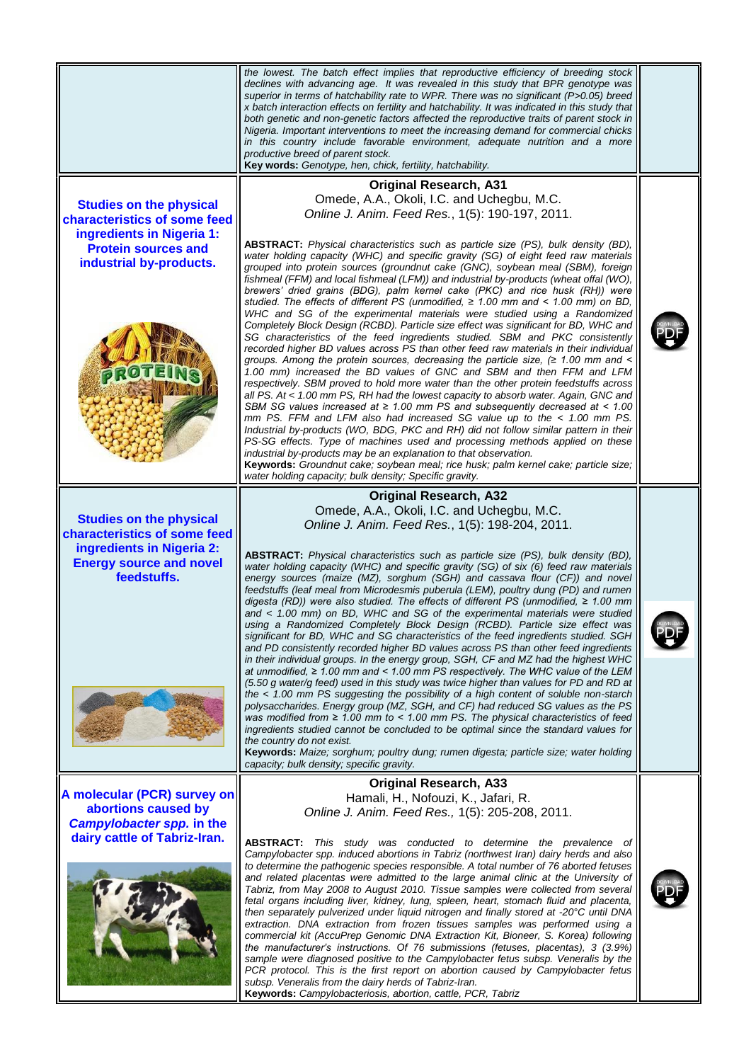the lowest. The batch effect implies that reproductive efficiency of breeding stock declines with advancing age. It was revealed in this study that BPR genotype was superior in terms of hatchability rate to WPR. There was no significant (P>0.05) breed x batch interaction effects on fertility and hatchability. It was indicated in this study that both genetic and non-genetic factors affected the reproductive traits of parent stock in Nigeria. Important interventions to meet the increasing demand for commercial chicks in this country include favorable environment, adequate nutrition and a more productive breed of parent stock.

**Key words:** *Genotype, hen, chick, fertility, hatchability.*

---

## Studies on the physical characteristics of some feed ingredients in Nigeria 1: Protein sources and industrial by-products.

**Original Research, A31**

Omede, A.A., Okoli, I.C. and Uchegbu, M.C.

*Online J. Anim. Feed Res.*, 1(5): 190-197, 2011.

**ABSTRACT:** *Physical characteristics such as particle size (PS), bulk density (BD), water holding capacity (WHC) and specific gravity (SG) of eight feed raw materials grouped into protein sources (groundnut cake (GNC), soybean meal (SBM), foreign fishmeal (FFM) and local fishmeal (LFM)) and industrial by-products (wheat offal (WO), brewers' dried grains (BDG), palm kernel cake (PKC) and rice husk (RH)) were studied. The effects of different PS (unmodified, ≥ 1.00 mm and < 1.00 mm) on BD, WHC and SG of the experimental materials were studied using a Randomized Completely Block Design (RCBD). Particle size effect was significant for BD, WHC and SG characteristics of the feed ingredients studied. SBM and PKC consistently recorded higher BD values across PS than other feed raw materials in their individual groups. Among the protein sources, decreasing the particle size, (≥ 1.00 mm and < 1.00 mm) increased the BD values of GNC and SBM and then FFM and LFM respectively. SBM proved to hold more water than the other protein feedstuffs across all PS. At < 1.00 mm PS, RH had the lowest capacity to absorb water. Again, GNC and SBM SG values increased at ≥ 1.00 mm PS and subsequently decreased at < 1.00 mm PS. FFM and LFM also had increased SG value up to the < 1.00 mm PS. Industrial by-products (WO, BDG, PKC and RH) did not follow similar pattern in their PS-SG effects. Type of machines used and processing methods applied on these industrial by-products may be an explanation to that observation.*

**Keywords:** *Groundnut cake; soybean meal; rice husk; palm kernel cake; particle size; water holding capacity; bulk density; Specific gravity.*

---

## Studies on the physical characteristics of some feed ingredients in Nigeria 2: Energy source and novel feedstuffs.

**Original Research, A32**

Omede, A.A., Okoli, I.C. and Uchegbu, M.C.

*Online J. Anim. Feed Res.*, 1(5): 198-204, 2011.

**ABSTRACT:** *Physical characteristics such as particle size (PS), bulk density (BD), water holding capacity (WHC) and specific gravity (SG) of six (6) feed raw materials energy sources (maize (MZ), sorghum (SGH) and cassava flour (CF)) and novel feedstuffs (leaf meal from Microdesmis puberula (LEM), poultry dung (PD) and rumen digesta (RD)) were also studied. The effects of different PS (unmodified, ≥ 1.00 mm and < 1.00 mm) on BD, WHC and SG of the experimental materials were studied using a Randomized Completely Block Design (RCBD). Particle size effect was significant for BD, WHC and SG characteristics of the feed ingredients studied. SGH and PD consistently recorded higher BD values across PS than other feed ingredients in their individual groups. In the energy group, SGH, CF and MZ had the highest WHC at unmodified, ≥ 1.00 mm and < 1.00 mm PS respectively. The WHC value of the LEM (5.50 g water/g feed) used in this study was twice higher than values for PD and RD at the < 1.00 mm PS suggesting the possibility of a high content of soluble non-starch polysaccharides. Energy group (MZ, SGH, and CF) had reduced SG values as the PS was modified from ≥ 1.00 mm to < 1.00 mm PS. The physical characteristics of feed ingredients studied cannot be concluded to be optimal since the standard values for the country do not exist.*

**Keywords:** *Maize; sorghum; poultry dung; rumen digesta; particle size; water holding capacity; bulk density; specific gravity.*

---

## A molecular (PCR) survey on abortions caused by *Campylobacter spp.* in the dairy cattle of Tabriz-Iran.

**Original Research, A33**

Hamali, H., Nofouzi, K., Jafari, R.

*Online J. Anim. Feed Res.,* 1(5): 205-208, 2011.

**ABSTRACT:** *This study was conducted to determine the prevalence of Campylobacter spp. induced abortions in Tabriz (northwest Iran) dairy herds and also to determine the pathogenic species responsible. A total number of 76 aborted fetuses and related placentas were admitted to the large animal clinic at the University of Tabriz, from May 2008 to August 2010. Tissue samples were collected from several fetal organs including liver, kidney, lung, spleen, heart, stomach fluid and placenta, then separately pulverized under liquid nitrogen and finally stored at -20°C until DNA extraction. DNA extraction from frozen tissues samples was performed using a commercial kit (AccuPrep Genomic DNA Extraction Kit, Bioneer, S. Korea) following the manufacturer's instructions. Of 76 submissions (fetuses, placentas), 3 (3.9%) sample were diagnosed positive to the Campylobacter fetus subsp. Veneralis by the PCR protocol. This is the first report on abortion caused by Campylobacter fetus subsp. Veneralis from the dairy herds of Tabriz-Iran.*

**Keywords:** *Campylobacteriosis, abortion, cattle, PCR, Tabriz*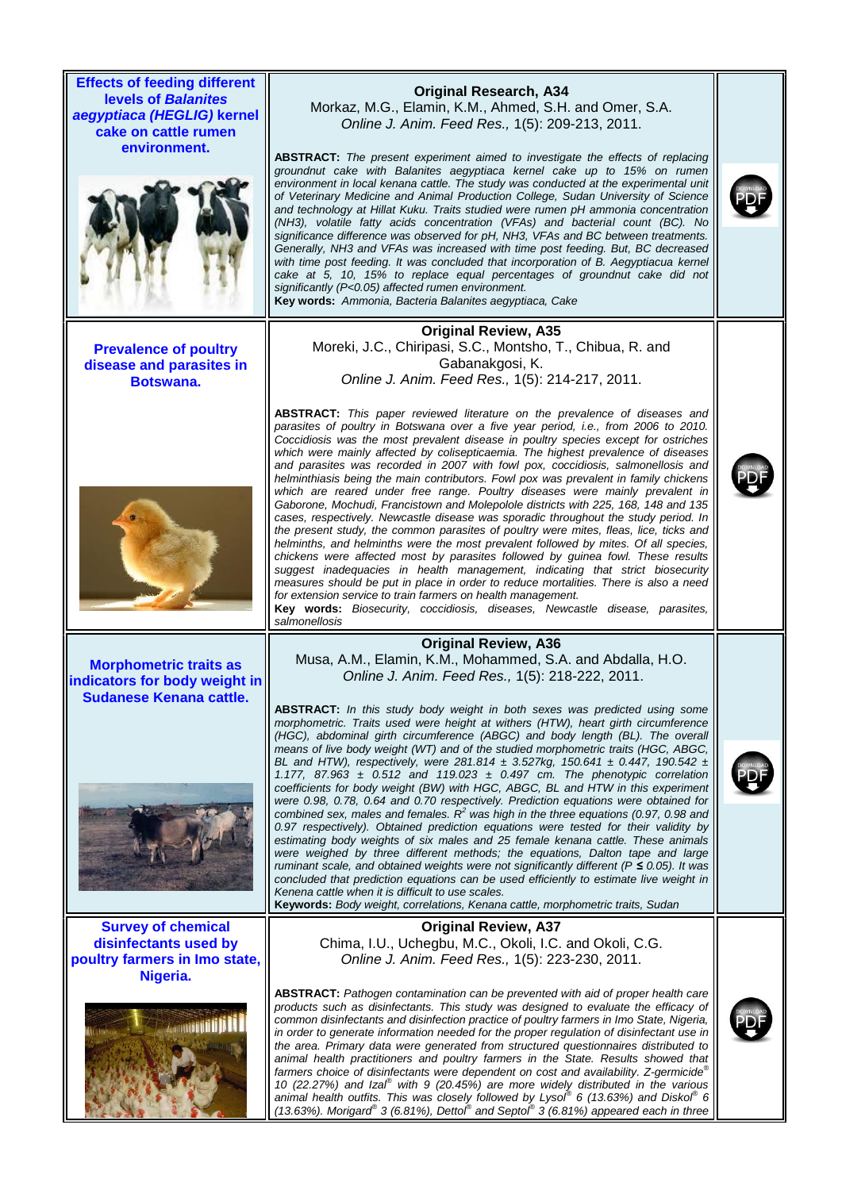### Effects of feeding different levels of *Balanites aegyptiaca (HEGLIG)* kernel cake on cattle rumen environment.

**Original Research, A34**

Morkaz, M.G., Elamin, K.M., Ahmed, S.H. and Omer, S.A.

*Online J. Anim. Feed Res.,* 1(5): 209-213, 2011.

**ABSTRACT:** *The present experiment aimed to investigate the effects of replacing groundnut cake with Balanites aegyptiaca kernel cake up to 15% on rumen environment in local kenana cattle. The study was conducted at the experimental unit of Veterinary Medicine and Animal Production College, Sudan University of Science and technology at Hillat Kuku. Traits studied were rumen pH ammonia concentration (NH3), volatile fatty acids concentration (VFAs) and bacterial count (BC). No significance difference was observed for pH, NH3, VFAs and BC between treatments. Generally, NH3 and VFAs was increased with time post feeding. But, BC decreased with time post feeding. It was concluded that incorporation of B. Aegyptiacua kernel cake at 5, 10, 15% to replace equal percentages of groundnut cake did not significantly (P<0.05) affected rumen environment.*

**Key words:** *Ammonia, Bacteria Balanites aegyptiaca, Cake*

### Prevalence of poultry disease and parasites in Botswana.

**Original Review, A35**

Moreki, J.C., Chiripasi, S.C., Montsho, T., Chibua, R. and Gabanakgosi, K.

*Online J. Anim. Feed Res.,* 1(5): 214-217, 2011.

**ABSTRACT:** *This paper reviewed literature on the prevalence of diseases and parasites of poultry in Botswana over a five year period, i.e., from 2006 to 2010. Coccidiosis was the most prevalent disease in poultry species except for ostriches which were mainly affected by colisepticaemia. The highest prevalence of diseases and parasites was recorded in 2007 with fowl pox, coccidiosis, salmonellosis and helminthiasis being the main contributors. Fowl pox was prevalent in family chickens which are reared under free range. Poultry diseases were mainly prevalent in Gaborone, Mochudi, Francistown and Molepolole districts with 225, 168, 148 and 135 cases, respectively. Newcastle disease was sporadic throughout the study period. In the present study, the common parasites of poultry were mites, fleas, lice, ticks and helminths, and helminths were the most prevalent followed by mites. Of all species, chickens were affected most by parasites followed by guinea fowl. These results suggest inadequacies in health management, indicating that strict biosecurity measures should be put in place in order to reduce mortalities. There is also a need for extension service to train farmers on health management.*

**Key words:** *Biosecurity, coccidiosis, diseases, Newcastle disease, parasites, salmonellosis*

### Morphometric traits as indicators for body weight in Sudanese Kenana cattle.

**Original Review, A36**

Musa, A.M., Elamin, K.M., Mohammed, S.A. and Abdalla, H.O.

*Online J. Anim. Feed Res.,* 1(5): 218-222, 2011.

**ABSTRACT:** *In this study body weight in both sexes was predicted using some morphometric. Traits used were height at withers (HTW), heart girth circumference (HGC), abdominal girth circumference (ABGC) and body length (BL). The overall means of live body weight (WT) and of the studied morphometric traits (HGC, ABGC, BL and HTW), respectively, were 281.814 ± 3.527kg, 150.641 ± 0.447, 190.542 ± 1.177, 87.963 ± 0.512 and 119.023 ± 0.497 cm. The phenotypic correlation coefficients for body weight (BW) with HGC, ABGC, BL and HTW in this experiment were 0.98, 0.78, 0.64 and 0.70 respectively. Prediction equations were obtained for combined sex, males and females. $R^2$ was high in the three equations (0.97, 0.98 and 0.97 respectively). Obtained prediction equations were tested for their validity by estimating body weights of six males and 25 female kenana cattle. These animals were weighed by three different methods; the equations, Dalton tape and large ruminant scale, and obtained weights were not significantly different ($P \leq 0.05$). It was concluded that prediction equations can be used efficiently to estimate live weight in Kenena cattle when it is difficult to use scales.*

**Keywords:** *Body weight, correlations, Kenana cattle, morphometric traits, Sudan*

### Survey of chemical disinfectants used by poultry farmers in Imo state, Nigeria.

**Original Review, A37**

Chima, I.U., Uchegbu, M.C., Okoli, I.C. and Okoli, C.G.

*Online J. Anim. Feed Res.,* 1(5): 223-230, 2011.

**ABSTRACT:** *Pathogen contamination can be prevented with aid of proper health care products such as disinfectants. This study was designed to evaluate the efficacy of common disinfectants and disinfection practice of poultry farmers in Imo State, Nigeria, in order to generate information needed for the proper regulation of disinfectant use in the area. Primary data were generated from structured questionnaires distributed to animal health practitioners and poultry farmers in the State. Results showed that farmers choice of disinfectants were dependent on cost and availability. Z-germicide® 10 (22.27%) and Izal® with 9 (20.45%) are more widely distributed in the various animal health outfits. This was closely followed by Lysol® 6 (13.63%) and Diskol® 6 (13.63%). Morigard® 3 (6.81%), Dettol® and Septol® 3 (6.81%) appeared each in three*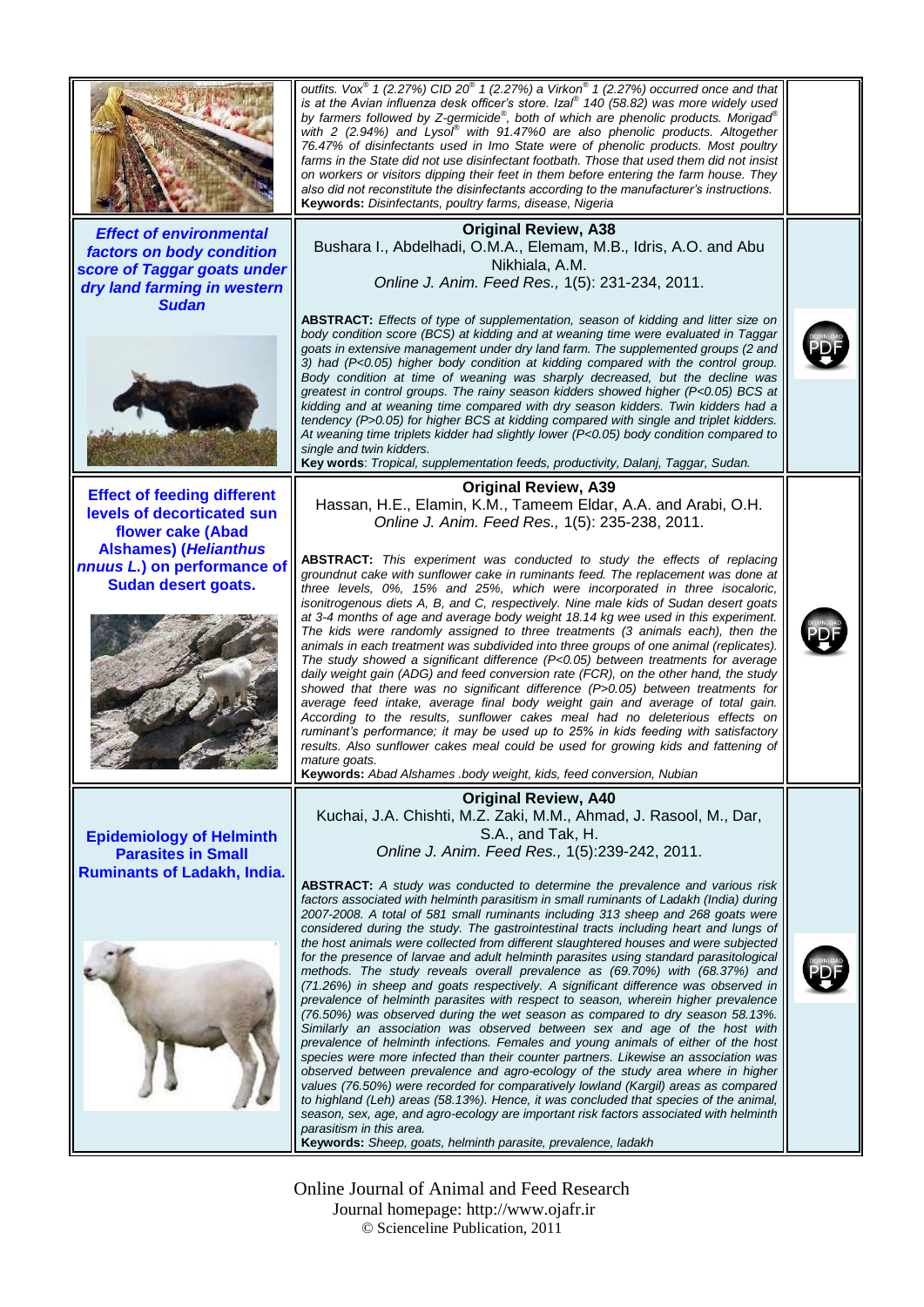outfits. Vox® 1 (2.27%) CID 20® 1 (2.27%) a Virkon® 1 (2.27%) occurred once and that is at the Avian influenza desk officer's store. Izal® 140 (58.82) was more widely used by farmers followed by Z-germicide®, both of which are phenolic products. Morigad® with 2 (2.94%) and Lysol® with 91.47%0 are also phenolic products. Altogether 76.47% of disinfectants used in Imo State were of phenolic products. Most poultry farms in the State did not use disinfectant footbath. Those that used them did not insist on workers or visitors dipping their feet in them before entering the farm house. They also did not reconstitute the disinfectants according to the manufacturer's instructions.

**Keywords:** *Disinfectants, poultry farms, disease, Nigeria*

## *Effect of environmental factors on body condition score of Taggar goats under dry land farming in western Sudan*

**Original Review, A38**

Bushara I., Abdelhadi, O.M.A., Elemam, M.B., Idris, A.O. and Abu Nikhiala, A.M.

*Online J. Anim. Feed Res.,* 1(5): 231-234, 2011.

**ABSTRACT:** *Effects of type of supplementation, season of kidding and litter size on body condition score (BCS) at kidding and at weaning time were evaluated in Taggar goats in extensive management under dry land farm. The supplemented groups (2 and 3) had (P<0.05) higher body condition at kidding compared with the control group. Body condition at time of weaning was sharply decreased, but the decline was greatest in control groups. The rainy season kidders showed higher (P<0.05) BCS at kidding and at weaning time compared with dry season kidders. Twin kidders had a tendency (P>0.05) for higher BCS at kidding compared with single and triplet kidders. At weaning time triplets kidder had slightly lower (P<0.05) body condition compared to single and twin kidders.*

**Key words**: *Tropical, supplementation feeds, productivity, Dalanj, Taggar, Sudan.*

## Effect of feeding different levels of decorticated sun flower cake (Abad Alshames) (*Helianthus nnuus L.*) on performance of Sudan desert goats.

**Original Review, A39**

Hassan, H.E., Elamin, K.M., Tameem Eldar, A.A. and Arabi, O.H.

*Online J. Anim. Feed Res.,* 1(5): 235-238, 2011.

**ABSTRACT:** *This experiment was conducted to study the effects of replacing groundnut cake with sunflower cake in ruminants feed. The replacement was done at three levels, 0%, 15% and 25%, which were incorporated in three isocaloric, isonitrogenous diets A, B, and C, respectively. Nine male kids of Sudan desert goats at 3-4 months of age and average body weight 18.14 kg were used in this experiment. The kids were randomly assigned to three treatments (3 animals each), then the animals in each treatment was subdivided into three groups of one animal (replicates). The study showed a significant difference (P<0.05) between treatments for average daily weight gain (ADG) and feed conversion rate (FCR), on the other hand, the study showed that there was no significant difference (P>0.05) between treatments for average feed intake, average final body weight gain and average of total gain. According to the results, sunflower cakes meal had no deleterious effects on ruminant's performance; it may be used up to 25% in kids feeding with satisfactory results. Also sunflower cakes meal could be used for growing kids and fattening of mature goats.*

**Keywords:** *Abad Alshames .body weight, kids, feed conversion, Nubian*

## Epidemiology of Helminth Parasites in Small Ruminants of Ladakh, India.

**Original Review, A40**

Kuchai, J.A. Chishti, M.Z. Zaki, M.M., Ahmad, J. Rasool, M., Dar, S.A., and Tak, H.

*Online J. Anim. Feed Res.,* 1(5):239-242, 2011.

**ABSTRACT:** *A study was conducted to determine the prevalence and various risk factors associated with helminth parasitism in small ruminants of Ladakh (India) during 2007-2008. A total of 581 small ruminants including 313 sheep and 268 goats were considered during the study. The gastrointestinal tracts including heart and lungs of the host animals were collected from different slaughtered houses and were subjected for the presence of larvae and adult helminth parasites using standard parasitological methods. The study reveals overall prevalence as (69.70%) with (68.37%) and (71.26%) in sheep and goats respectively. A significant difference was observed in prevalence of helminth parasites with respect to season, wherein higher prevalence (76.50%) was observed during the wet season as compared to dry season 58.13%. Similarly an association was observed between sex and age of the host with prevalence of helminth infections. Females and young animals of either of the host species were more infected than their counter partners. Likewise an association was observed between prevalence and agro-ecology of the study area where in higher values (76.50%) were recorded for comparatively lowland (Kargil) areas as compared to highland (Leh) areas (58.13%). Hence, it was concluded that species of the animal, season, sex, age, and agro-ecology are important risk factors associated with helminth parasitism in this area.*

**Keywords:** *Sheep, goats, helminth parasite, prevalence, ladakh*

Online Journal of Animal and Feed Research
Journal homepage: http://www.ojafr.ir
© Scienceline Publication, 2011